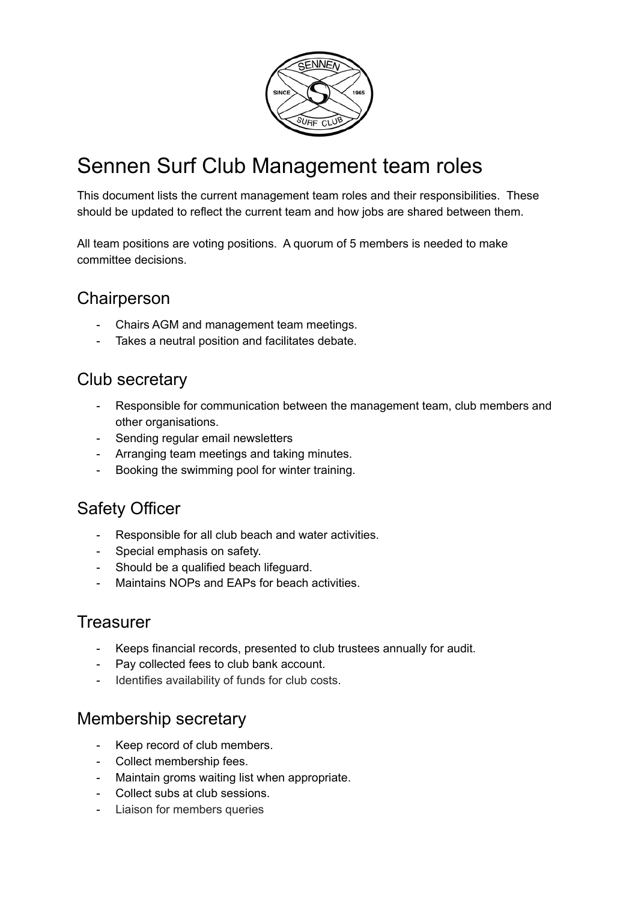# Sennen Surf Club Management team roles

This document lists the current management team roles and their responsibilities. These should be updated to reflect the current team and how jobs are shared between them.

All team positions are voting positions. A quorum of 5 members is needed to make committee decisions.

## Chairperson

- Chairs AGM and management team meetings.
- Takes a neutral position and facilitates debate.

## Club secretary

- Responsible for communication between the management team, club members and other organisations.
- Sending regular email newsletters
- Arranging team meetings and taking minutes.
- Booking the swimming pool for winter training.

## Safety Officer

- Responsible for all club beach and water activities.
- Special emphasis on safety.
- Should be a qualified beach lifeguard.
- Maintains NOPs and EAPs for beach activities.

## Treasurer

- Keeps financial records, presented to club trustees annually for audit.
- Pay collected fees to club bank account.
- Identifies availability of funds for club costs.

## Membership secretary

- Keep record of club members.
- Collect membership fees.
- Maintain groms waiting list when appropriate.
- Collect subs at club sessions.
- Liaison for members queries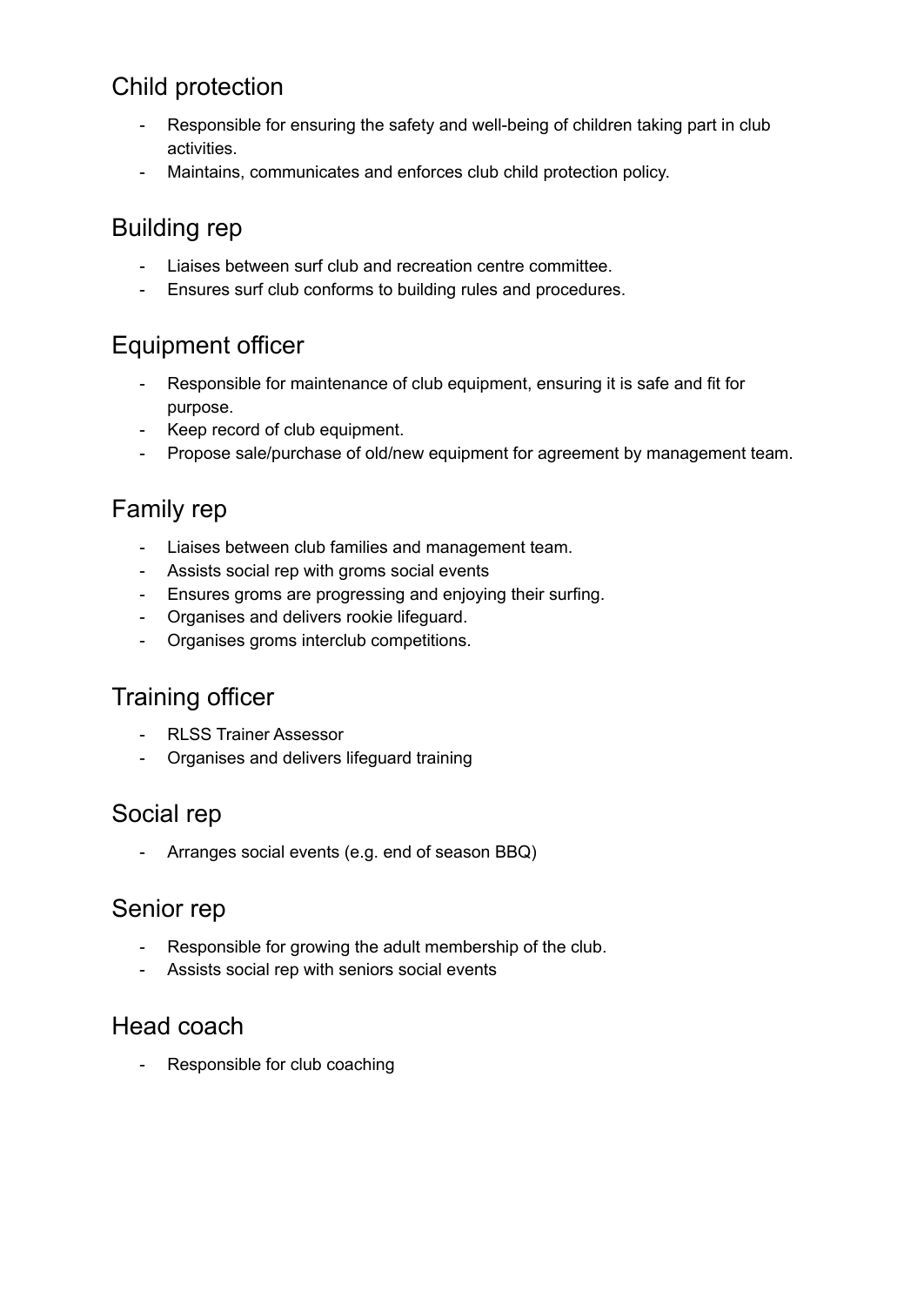## Child protection

- Responsible for ensuring the safety and well-being of children taking part in club activities.
- Maintains, communicates and enforces club child protection policy.

## Building rep

- Liaises between surf club and recreation centre committee.
- Ensures surf club conforms to building rules and procedures.

## Equipment officer

- Responsible for maintenance of club equipment, ensuring it is safe and fit for purpose.
- Keep record of club equipment.
- Propose sale/purchase of old/new equipment for agreement by management team.

## Family rep

- Liaises between club families and management team.
- Assists social rep with groms social events
- Ensures groms are progressing and enjoying their surfing.
- Organises and delivers rookie lifeguard.
- Organises groms interclub competitions.

## Training officer

- RLSS Trainer Assessor
- Organises and delivers lifeguard training

## Social rep

- Arranges social events (e.g. end of season BBQ)

## Senior rep

- Responsible for growing the adult membership of the club.
- Assists social rep with seniors social events

## Head coach

- Responsible for club coaching